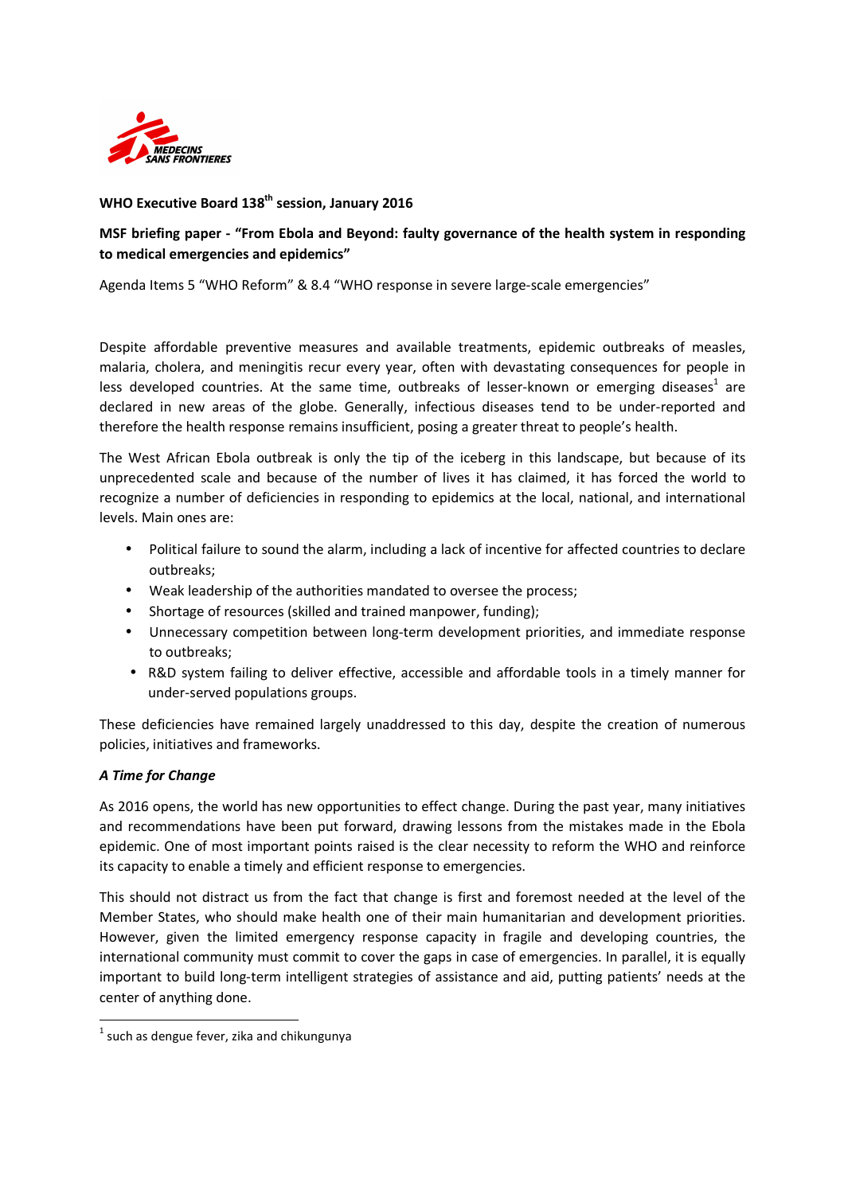**WHO Executive Board 138th session, January 2016**

**MSF briefing paper - "From Ebola and Beyond: faulty governance of the health system in responding to medical emergencies and epidemics"**

Agenda Items 5 "WHO Reform" & 8.4 "WHO response in severe large-scale emergencies"

Despite affordable preventive measures and available treatments, epidemic outbreaks of measles, malaria, cholera, and meningitis recur every year, often with devastating consequences for people in less developed countries. At the same time, outbreaks of lesser-known or emerging diseases[1] are declared in new areas of the globe. Generally, infectious diseases tend to be under-reported and therefore the health response remains insufficient, posing a greater threat to people's health.

The West African Ebola outbreak is only the tip of the iceberg in this landscape, but because of its unprecedented scale and because of the number of lives it has claimed, it has forced the world to recognize a number of deficiencies in responding to epidemics at the local, national, and international levels. Main ones are:

- Political failure to sound the alarm, including a lack of incentive for affected countries to declare outbreaks;
- Weak leadership of the authorities mandated to oversee the process;
- Shortage of resources (skilled and trained manpower, funding);
- Unnecessary competition between long-term development priorities, and immediate response to outbreaks;
- R&D system failing to deliver effective, accessible and affordable tools in a timely manner for under-served populations groups.

These deficiencies have remained largely unaddressed to this day, despite the creation of numerous policies, initiatives and frameworks.

***A Time for Change***

As 2016 opens, the world has new opportunities to effect change. During the past year, many initiatives and recommendations have been put forward, drawing lessons from the mistakes made in the Ebola epidemic. One of most important points raised is the clear necessity to reform the WHO and reinforce its capacity to enable a timely and efficient response to emergencies.

This should not distract us from the fact that change is first and foremost needed at the level of the Member States, who should make health one of their main humanitarian and development priorities. However, given the limited emergency response capacity in fragile and developing countries, the international community must commit to cover the gaps in case of emergencies. In parallel, it is equally important to build long-term intelligent strategies of assistance and aid, putting patients' needs at the center of anything done.

[1] such as dengue fever, zika and chikungunya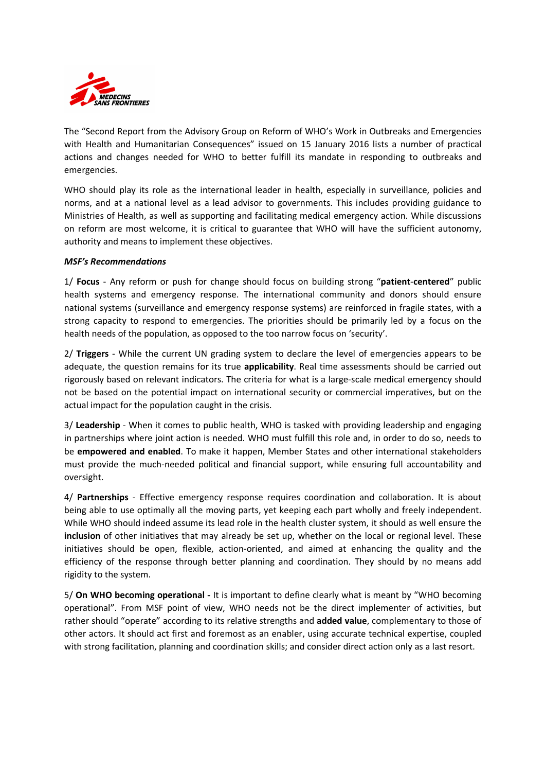The “Second Report from the Advisory Group on Reform of WHO’s Work in Outbreaks and Emergencies with Health and Humanitarian Consequences” issued on 15 January 2016 lists a number of practical actions and changes needed for WHO to better fulfill its mandate in responding to outbreaks and emergencies.

WHO should play its role as the international leader in health, especially in surveillance, policies and norms, and at a national level as a lead advisor to governments. This includes providing guidance to Ministries of Health, as well as supporting and facilitating medical emergency action. While discussions on reform are most welcome, it is critical to guarantee that WHO will have the sufficient autonomy, authority and means to implement these objectives.

***MSF’s Recommendations***

1/ **Focus** - Any reform or push for change should focus on building strong “**patient-centered**” public health systems and emergency response. The international community and donors should ensure national systems (surveillance and emergency response systems) are reinforced in fragile states, with a strong capacity to respond to emergencies. The priorities should be primarily led by a focus on the health needs of the population, as opposed to the too narrow focus on ‘security’.

2/ **Triggers** - While the current UN grading system to declare the level of emergencies appears to be adequate, the question remains for its true **applicability**. Real time assessments should be carried out rigorously based on relevant indicators. The criteria for what is a large-scale medical emergency should not be based on the potential impact on international security or commercial imperatives, but on the actual impact for the population caught in the crisis.

3/ **Leadership** - When it comes to public health, WHO is tasked with providing leadership and engaging in partnerships where joint action is needed. WHO must fulfill this role and, in order to do so, needs to be **empowered and enabled**. To make it happen, Member States and other international stakeholders must provide the much-needed political and financial support, while ensuring full accountability and oversight.

4/ **Partnerships** - Effective emergency response requires coordination and collaboration. It is about being able to use optimally all the moving parts, yet keeping each part wholly and freely independent. While WHO should indeed assume its lead role in the health cluster system, it should as well ensure the **inclusion** of other initiatives that may already be set up, whether on the local or regional level. These initiatives should be open, flexible, action-oriented, and aimed at enhancing the quality and the efficiency of the response through better planning and coordination. They should by no means add rigidity to the system.

5/ **On WHO becoming operational -** It is important to define clearly what is meant by “WHO becoming operational”. From MSF point of view, WHO needs not be the direct implementer of activities, but rather should “operate” according to its relative strengths and **added value**, complementary to those of other actors. It should act first and foremost as an enabler, using accurate technical expertise, coupled with strong facilitation, planning and coordination skills; and consider direct action only as a last resort.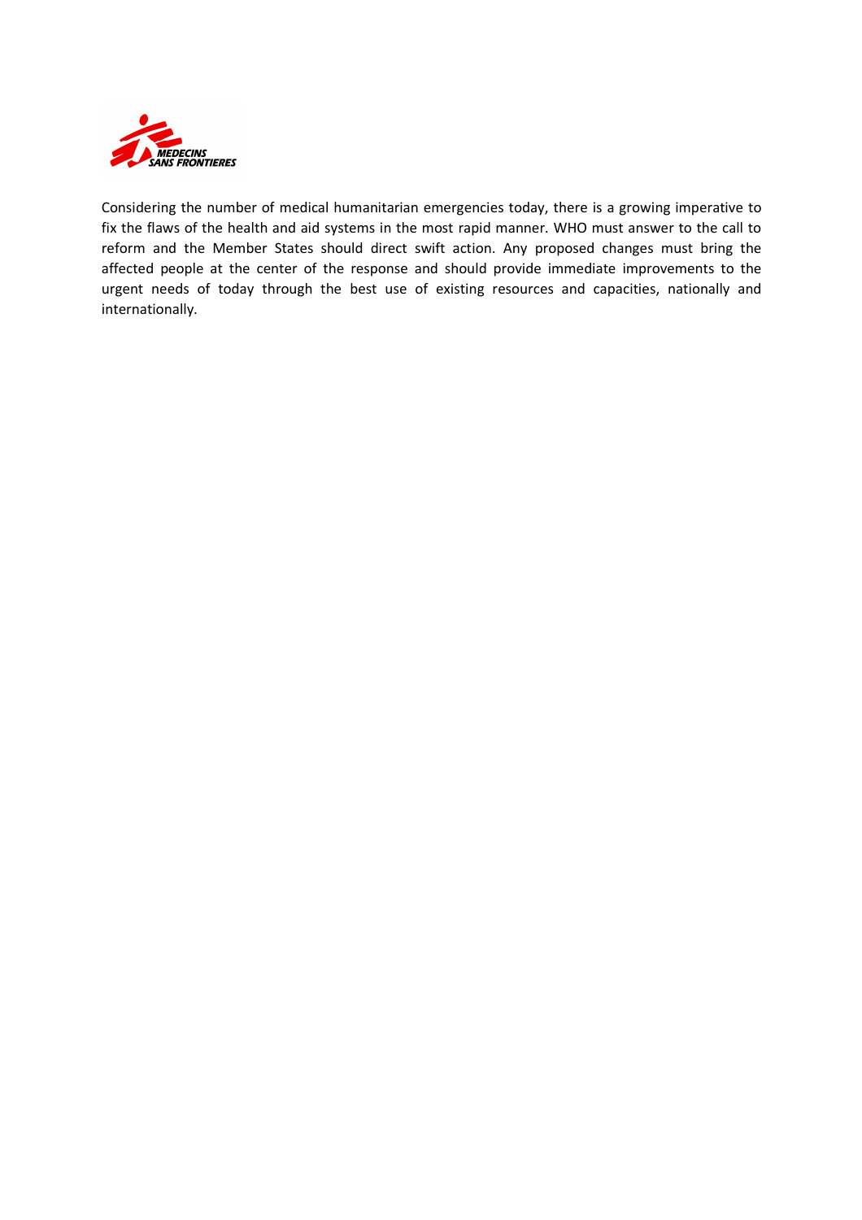Considering the number of medical humanitarian emergencies today, there is a growing imperative to fix the flaws of the health and aid systems in the most rapid manner. WHO must answer to the call to reform and the Member States should direct swift action. Any proposed changes must bring the affected people at the center of the response and should provide immediate improvements to the urgent needs of today through the best use of existing resources and capacities, nationally and internationally.